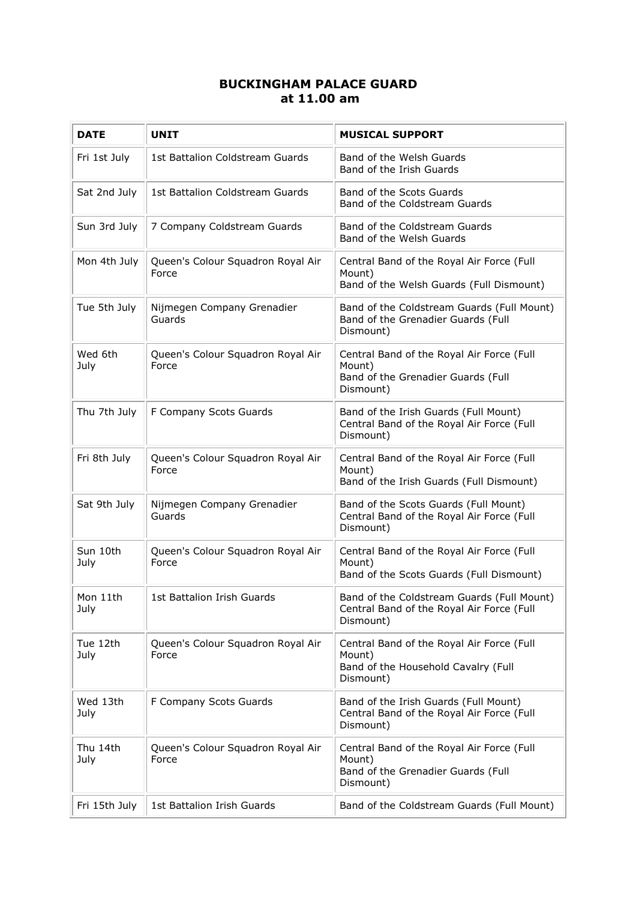# BUCKINGHAM PALACE GUARD
# at 11.00 am

| DATE | UNIT | MUSICAL SUPPORT |
|---|---|---|
| Fri 1st July | 1st Battalion Coldstream Guards | Band of the Welsh Guards<br>Band of the Irish Guards |
| Sat 2nd July | 1st Battalion Coldstream Guards | Band of the Scots Guards<br>Band of the Coldstream Guards |
| Sun 3rd July | 7 Company Coldstream Guards | Band of the Coldstream Guards<br>Band of the Welsh Guards |
| Mon 4th July | Queen's Colour Squadron Royal Air Force | Central Band of the Royal Air Force (Full Mount)<br>Band of the Welsh Guards (Full Dismount) |
| Tue 5th July | Nijmegen Company Grenadier Guards | Band of the Coldstream Guards (Full Mount)<br>Band of the Grenadier Guards (Full Dismount) |
| Wed 6th July | Queen's Colour Squadron Royal Air Force | Central Band of the Royal Air Force (Full Mount)<br>Band of the Grenadier Guards (Full Dismount) |
| Thu 7th July | F Company Scots Guards | Band of the Irish Guards (Full Mount)<br>Central Band of the Royal Air Force (Full Dismount) |
| Fri 8th July | Queen's Colour Squadron Royal Air Force | Central Band of the Royal Air Force (Full Mount)<br>Band of the Irish Guards (Full Dismount) |
| Sat 9th July | Nijmegen Company Grenadier Guards | Band of the Scots Guards (Full Mount)<br>Central Band of the Royal Air Force (Full Dismount) |
| Sun 10th July | Queen's Colour Squadron Royal Air Force | Central Band of the Royal Air Force (Full Mount)<br>Band of the Scots Guards (Full Dismount) |
| Mon 11th July | 1st Battalion Irish Guards | Band of the Coldstream Guards (Full Mount)<br>Central Band of the Royal Air Force (Full Dismount) |
| Tue 12th July | Queen's Colour Squadron Royal Air Force | Central Band of the Royal Air Force (Full Mount)<br>Band of the Household Cavalry (Full Dismount) |
| Wed 13th July | F Company Scots Guards | Band of the Irish Guards (Full Mount)<br>Central Band of the Royal Air Force (Full Dismount) |
| Thu 14th July | Queen's Colour Squadron Royal Air Force | Central Band of the Royal Air Force (Full Mount)<br>Band of the Grenadier Guards (Full Dismount) |
| Fri 15th July | 1st Battalion Irish Guards | Band of the Coldstream Guards (Full Mount) |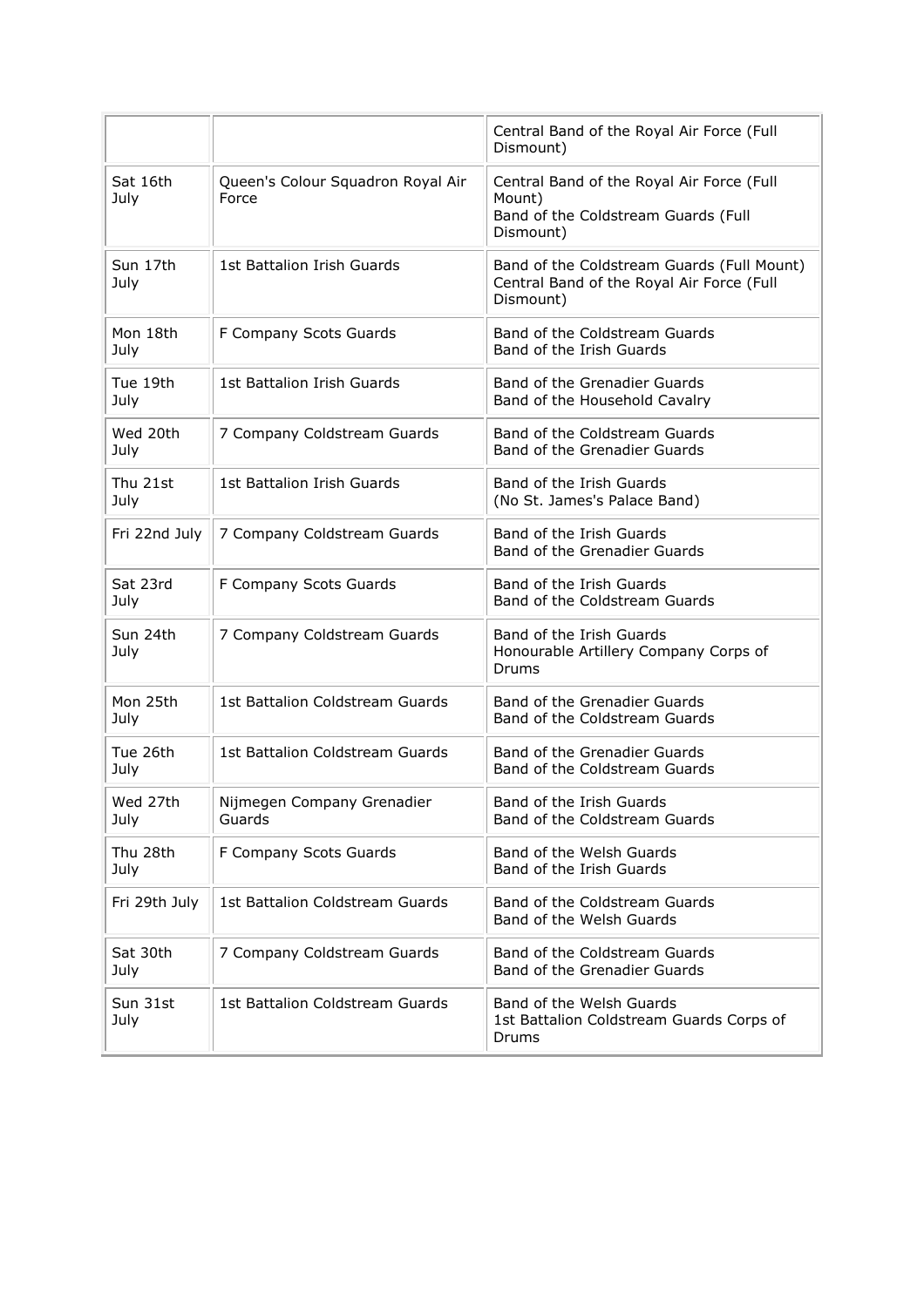| | | |
|---|---|---|
| | | Central Band of the Royal Air Force (Full Dismount) |
| Sat 16th July | Queen's Colour Squadron Royal Air Force | Central Band of the Royal Air Force (Full Mount)<br>Band of the Coldstream Guards (Full Dismount) |
| Sun 17th July | 1st Battalion Irish Guards | Band of the Coldstream Guards (Full Mount)<br>Central Band of the Royal Air Force (Full Dismount) |
| Mon 18th July | F Company Scots Guards | Band of the Coldstream Guards<br>Band of the Irish Guards |
| Tue 19th July | 1st Battalion Irish Guards | Band of the Grenadier Guards<br>Band of the Household Cavalry |
| Wed 20th July | 7 Company Coldstream Guards | Band of the Coldstream Guards<br>Band of the Grenadier Guards |
| Thu 21st July | 1st Battalion Irish Guards | Band of the Irish Guards<br>(No St. James's Palace Band) |
| Fri 22nd July | 7 Company Coldstream Guards | Band of the Irish Guards<br>Band of the Grenadier Guards |
| Sat 23rd July | F Company Scots Guards | Band of the Irish Guards<br>Band of the Coldstream Guards |
| Sun 24th July | 7 Company Coldstream Guards | Band of the Irish Guards<br>Honourable Artillery Company Corps of Drums |
| Mon 25th July | 1st Battalion Coldstream Guards | Band of the Grenadier Guards<br>Band of the Coldstream Guards |
| Tue 26th July | 1st Battalion Coldstream Guards | Band of the Grenadier Guards<br>Band of the Coldstream Guards |
| Wed 27th July | Nijmegen Company Grenadier Guards | Band of the Irish Guards<br>Band of the Coldstream Guards |
| Thu 28th July | F Company Scots Guards | Band of the Welsh Guards<br>Band of the Irish Guards |
| Fri 29th July | 1st Battalion Coldstream Guards | Band of the Coldstream Guards<br>Band of the Welsh Guards |
| Sat 30th July | 7 Company Coldstream Guards | Band of the Coldstream Guards<br>Band of the Grenadier Guards |
| Sun 31st July | 1st Battalion Coldstream Guards | Band of the Welsh Guards<br>1st Battalion Coldstream Guards Corps of Drums |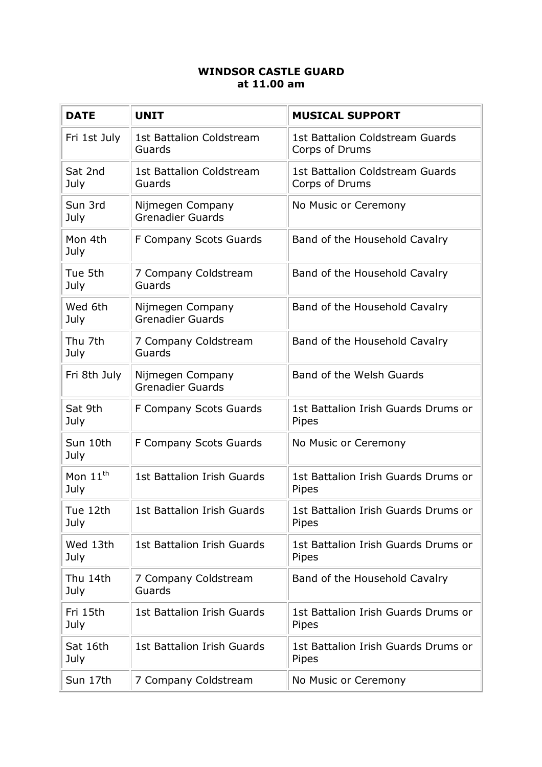**WINDSOR CASTLE GUARD**
**at 11.00 am**

| DATE | UNIT | MUSICAL SUPPORT |
|---|---|---|
| Fri 1st July | 1st Battalion Coldstream Guards | 1st Battalion Coldstream Guards Corps of Drums |
| Sat 2nd July | 1st Battalion Coldstream Guards | 1st Battalion Coldstream Guards Corps of Drums |
| Sun 3rd July | Nijmegen Company Grenadier Guards | No Music or Ceremony |
| Mon 4th July | F Company Scots Guards | Band of the Household Cavalry |
| Tue 5th July | 7 Company Coldstream Guards | Band of the Household Cavalry |
| Wed 6th July | Nijmegen Company Grenadier Guards | Band of the Household Cavalry |
| Thu 7th July | 7 Company Coldstream Guards | Band of the Household Cavalry |
| Fri 8th July | Nijmegen Company Grenadier Guards | Band of the Welsh Guards |
| Sat 9th July | F Company Scots Guards | 1st Battalion Irish Guards Drums or Pipes |
| Sun 10th July | F Company Scots Guards | No Music or Ceremony |
| Mon 11th July | 1st Battalion Irish Guards | 1st Battalion Irish Guards Drums or Pipes |
| Tue 12th July | 1st Battalion Irish Guards | 1st Battalion Irish Guards Drums or Pipes |
| Wed 13th July | 1st Battalion Irish Guards | 1st Battalion Irish Guards Drums or Pipes |
| Thu 14th July | 7 Company Coldstream Guards | Band of the Household Cavalry |
| Fri 15th July | 1st Battalion Irish Guards | 1st Battalion Irish Guards Drums or Pipes |
| Sat 16th July | 1st Battalion Irish Guards | 1st Battalion Irish Guards Drums or Pipes |
| Sun 17th | 7 Company Coldstream | No Music or Ceremony |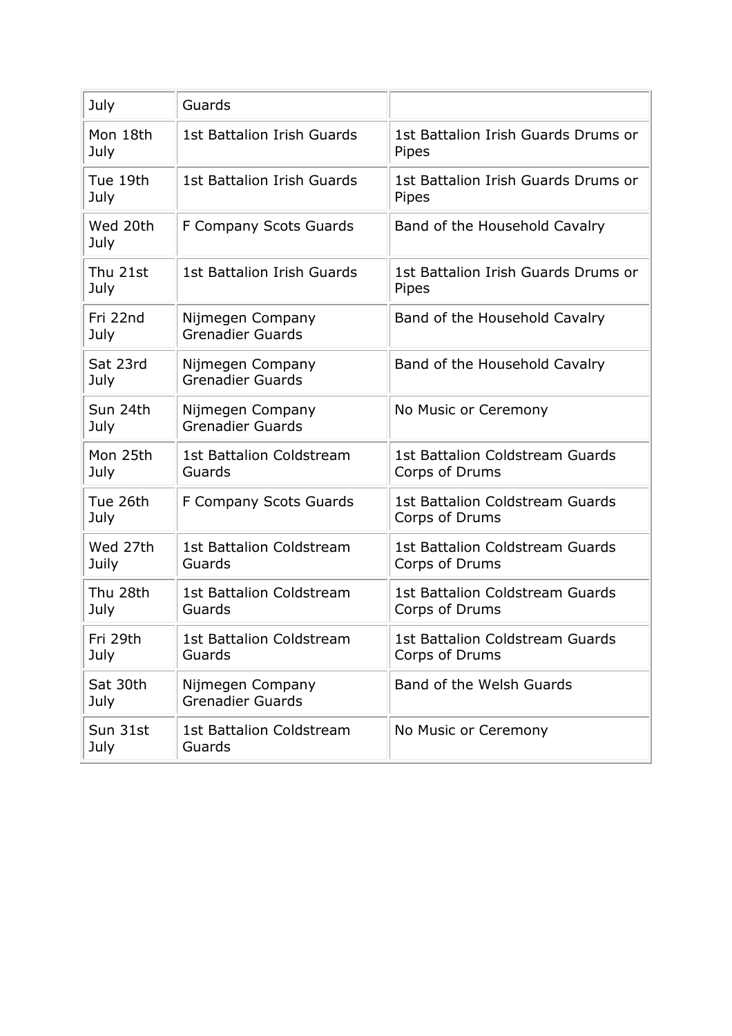| | | |
|---|---|---|
| July | Guards | |
| Mon 18th July | 1st Battalion Irish Guards | 1st Battalion Irish Guards Drums or Pipes |
| Tue 19th July | 1st Battalion Irish Guards | 1st Battalion Irish Guards Drums or Pipes |
| Wed 20th July | F Company Scots Guards | Band of the Household Cavalry |
| Thu 21st July | 1st Battalion Irish Guards | 1st Battalion Irish Guards Drums or Pipes |
| Fri 22nd July | Nijmegen Company Grenadier Guards | Band of the Household Cavalry |
| Sat 23rd July | Nijmegen Company Grenadier Guards | Band of the Household Cavalry |
| Sun 24th July | Nijmegen Company Grenadier Guards | No Music or Ceremony |
| Mon 25th July | 1st Battalion Coldstream Guards | 1st Battalion Coldstream Guards Corps of Drums |
| Tue 26th July | F Company Scots Guards | 1st Battalion Coldstream Guards Corps of Drums |
| Wed 27th Juily | 1st Battalion Coldstream Guards | 1st Battalion Coldstream Guards Corps of Drums |
| Thu 28th July | 1st Battalion Coldstream Guards | 1st Battalion Coldstream Guards Corps of Drums |
| Fri 29th July | 1st Battalion Coldstream Guards | 1st Battalion Coldstream Guards Corps of Drums |
| Sat 30th July | Nijmegen Company Grenadier Guards | Band of the Welsh Guards |
| Sun 31st July | 1st Battalion Coldstream Guards | No Music or Ceremony |